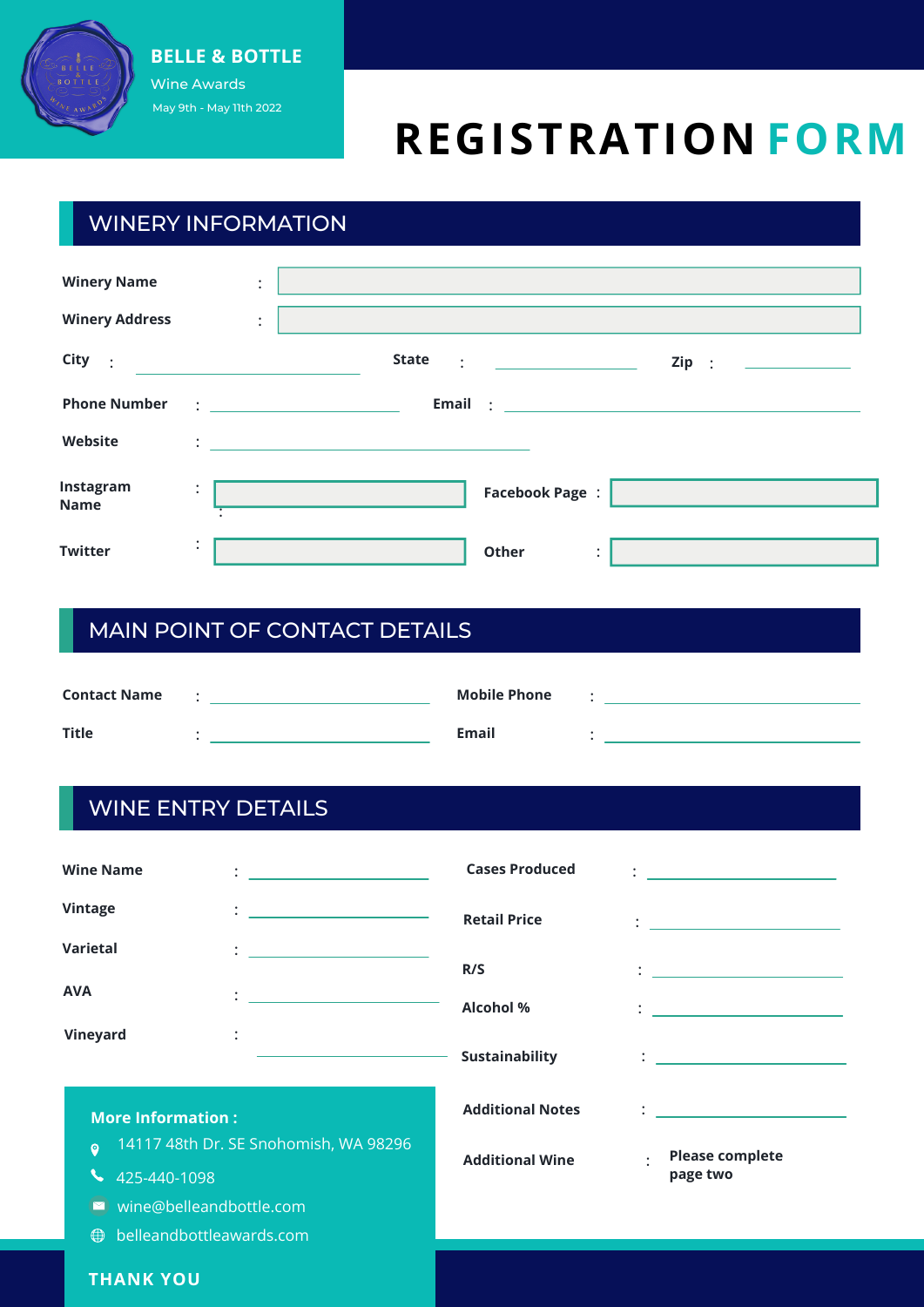**BELLE & BOTTLE**
Wine Awards
May 9th - May 11th 2022

# REGISTRATION FORM

## WINERY INFORMATION

Winery Name :

Winery Address :

City : State : Zip :

Phone Number : Email :

Website :

Instagram Name : Facebook Page :

Twitter : Other :

## MAIN POINT OF CONTACT DETAILS

Contact Name : Mobile Phone :

Title : Email :

## WINE ENTRY DETAILS

Wine Name :

Vintage :

Varietal :

AVA :

Vineyard :

Cases Produced :

Retail Price :

R/S :

Alcohol % :

Sustainability :

Additional Notes :

Additional Wine : **Please complete page two**

**More Information :**

- 14117 48th Dr. SE Snohomish, WA 98296
- 425-440-1098
- wine@belleandbottle.com
- belleandbottleawards.com

**THANK YOU**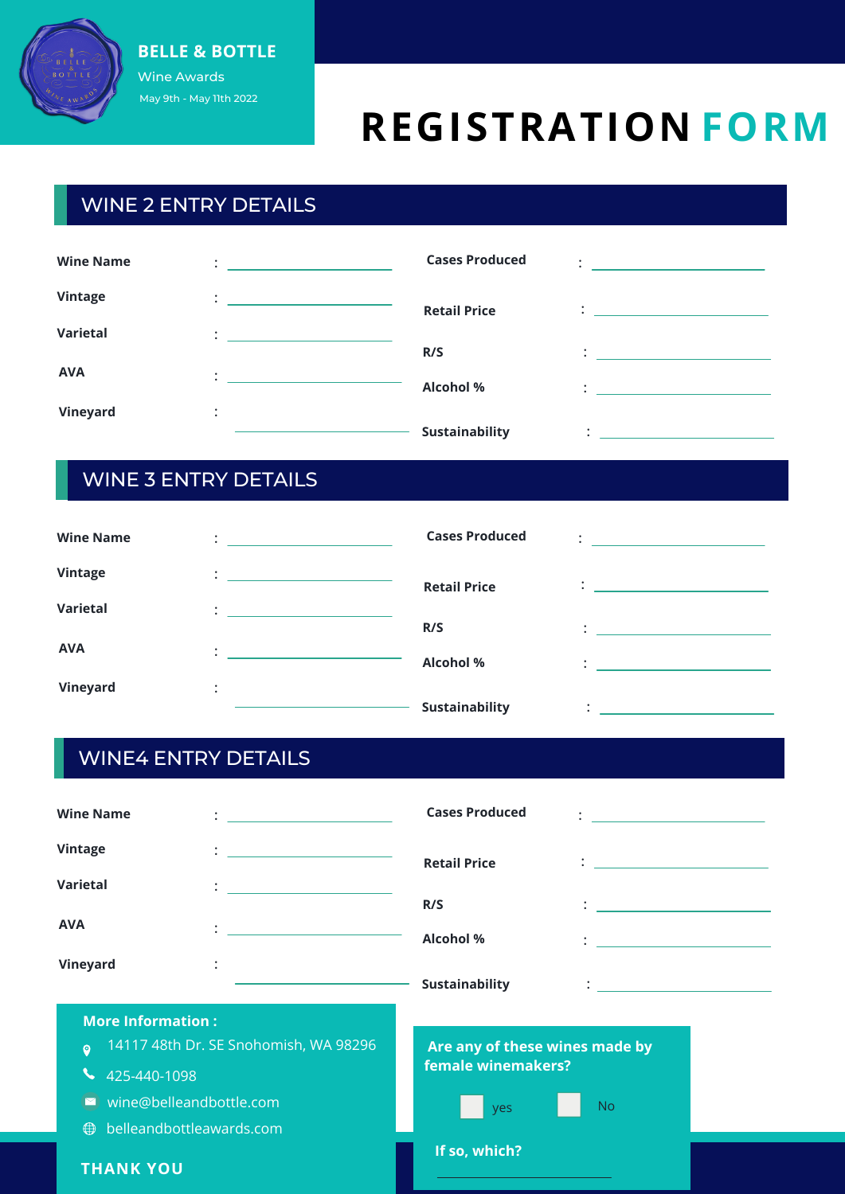**BELLE & BOTTLE**
Wine Awards
May 9th - May 11th 2022

# REGISTRATION FORM

## WINE 2 ENTRY DETAILS

**Wine Name** : ____________________

**Vintage** : ____________________

**Varietal** : ____________________

**AVA** : ____________________

**Vineyard** : ____________________

**Cases Produced** : ____________________

**Retail Price** : ____________________

**R/S** : ____________________

**Alcohol %** : ____________________

**Sustainability** : ____________________

## WINE 3 ENTRY DETAILS

**Wine Name** : ____________________

**Vintage** : ____________________

**Varietal** : ____________________

**AVA** : ____________________

**Vineyard** : ____________________

**Cases Produced** : ____________________

**Retail Price** : ____________________

**R/S** : ____________________

**Alcohol %** : ____________________

**Sustainability** : ____________________

## WINE4 ENTRY DETAILS

**Wine Name** : ____________________

**Vintage** : ____________________

**Varietal** : ____________________

**AVA** : ____________________

**Vineyard** : ____________________

**Cases Produced** : ____________________

**Retail Price** : ____________________

**R/S** : ____________________

**Alcohol %** : ____________________

**Sustainability** : ____________________

**More Information :**

- 14117 48th Dr. SE Snohomish, WA 98296
- 425-440-1098
- wine@belleandbottle.com
- belleandbottleawards.com

**THANK YOU**

**Are any of these wines made by female winemakers?**

☐ yes ☐ No

**If so, which?** ____________________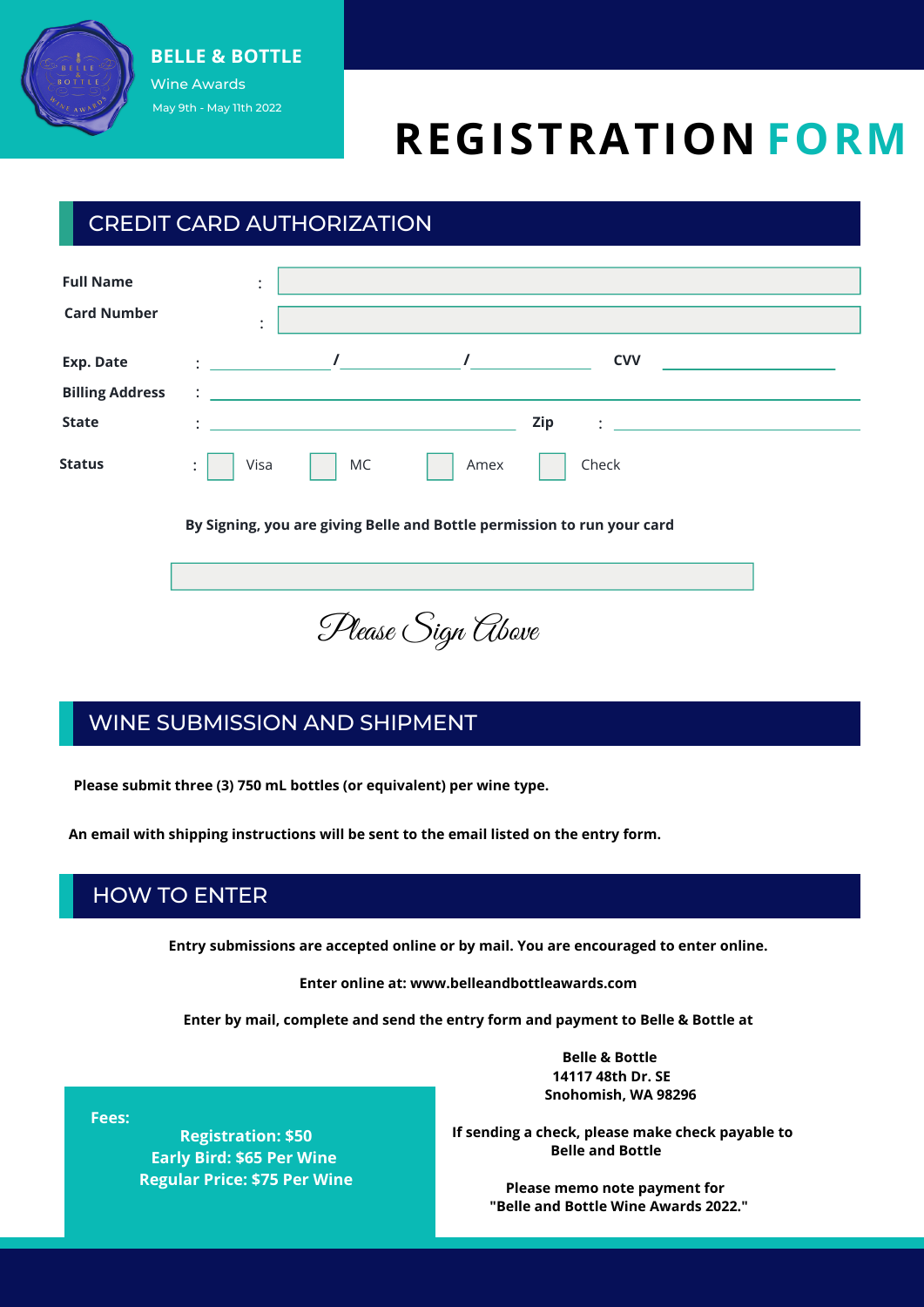**BELLE & BOTTLE**
Wine Awards
May 9th - May 11th 2022

# REGISTRATION FORM

## CREDIT CARD AUTHORIZATION

**Full Name** :

**Card Number** :

**Exp. Date** : _______ / _______ / _______ **CVV** _______

**Billing Address** :

**State** : _______ **Zip** : _______

**Status** : ☐ Visa ☐ MC ☐ Amex ☐ Check

**By Signing, you are giving Belle and Bottle permission to run your card**

*Please Sign Above*

## WINE SUBMISSION AND SHIPMENT

**Please submit three (3) 750 mL bottles (or equivalent) per wine type.**

**An email with shipping instructions will be sent to the email listed on the entry form.**

## HOW TO ENTER

**Entry submissions are accepted online or by mail. You are encouraged to enter online.**

**Enter online at: www.belleandbottleawards.com**

**Enter by mail, complete and send the entry form and payment to Belle & Bottle at**

**Belle & Bottle**
**14117 48th Dr. SE**
**Snohomish, WA 98296**

**If sending a check, please make check payable to Belle and Bottle**

**Please memo note payment for "Belle and Bottle Wine Awards 2022."**

**Fees:**

**Registration: $50**
**Early Bird: $65 Per Wine**
**Regular Price: $75 Per Wine**